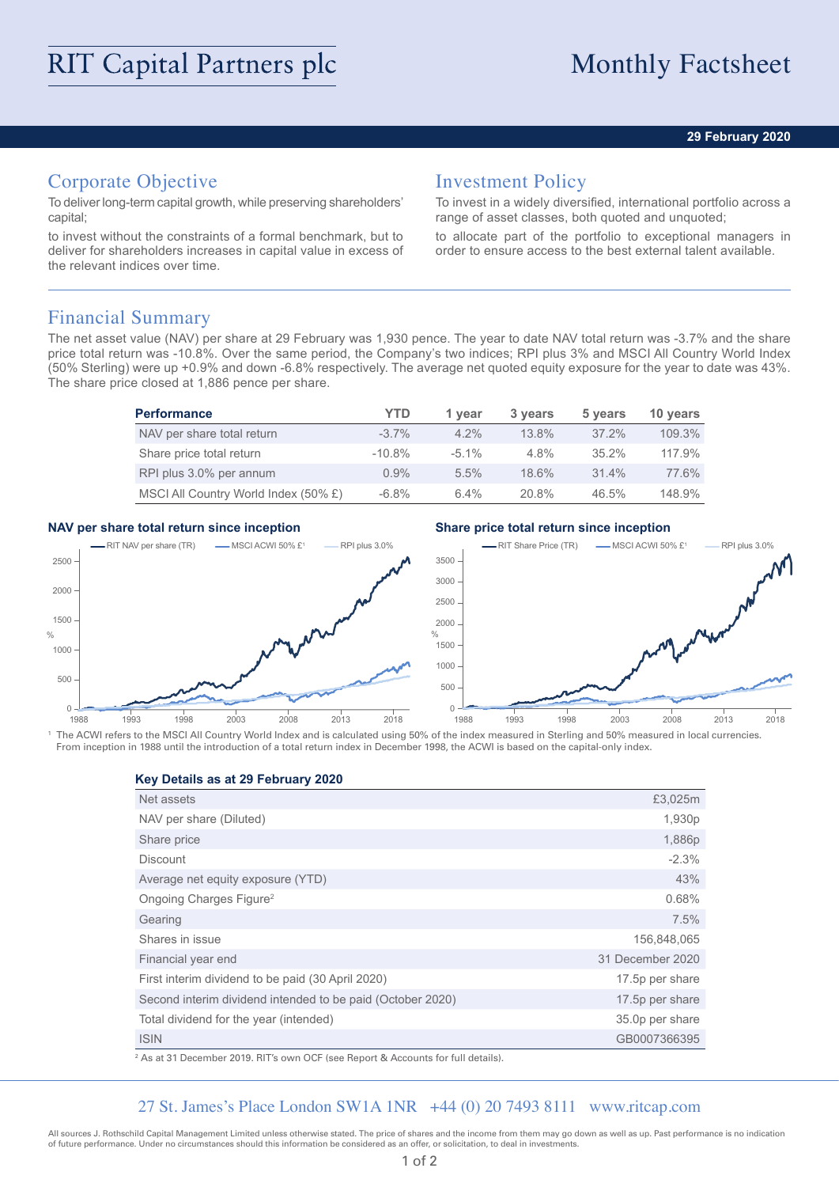# RIT Capital Partners plc

# Monthly Factsheet

**29 February 2020**

## Corporate Objective

To deliver long-term capital growth, while preserving shareholders' capital;

to invest without the constraints of a formal benchmark, but to deliver for shareholders increases in capital value in excess of the relevant indices over time.

## Investment Policy

To invest in a widely diversified, international portfolio across a range of asset classes, both quoted and unquoted;

to allocate part of the portfolio to exceptional managers in order to ensure access to the best external talent available.

## Financial Summary

The net asset value (NAV) per share at 29 February was 1,930 pence. The year to date NAV total return was -3.7% and the share price total return was -10.8%. Over the same period, the Company's two indices; RPI plus 3% and MSCI All Country World Index (50% Sterling) were up +0.9% and down -6.8% respectively. The average net quoted equity exposure for the year to date was 43%. The share price closed at 1,886 pence per share.

| Performance | YTD | 1 year | 3 years | 5 years | 10 years |
|---|---|---|---|---|---|
| NAV per share total return | -3.7% | 4.2% | 13.8% | 37.2% | 109.3% |
| Share price total return | -10.8% | -5.1% | 4.8% | 35.2% | 117.9% |
| RPI plus 3.0% per annum | 0.9% | 5.5% | 18.6% | 31.4% | 77.6% |
| MSCI All Country World Index (50% £) | -6.8% | 6.4% | 20.8% | 46.5% | 148.9% |

**NAV per share total return since inception**

**Share price total return since inception**

[1] The ACWI refers to the MSCI All Country World Index and is calculated using 50% of the index measured in Sterling and 50% measured in local currencies. From inception in 1988 until the introduction of a total return index in December 1998, the ACWI is based on the capital-only index.

**Key Details as at 29 February 2020**

| | |
|---|---|
| Net assets | £3,025m |
| NAV per share (Diluted) | 1,930p |
| Share price | 1,886p |
| Discount | -2.3% |
| Average net equity exposure (YTD) | 43% |
| Ongoing Charges Figure[2] | 0.68% |
| Gearing | 7.5% |
| Shares in issue | 156,848,065 |
| Financial year end | 31 December 2020 |
| First interim dividend to be paid (30 April 2020) | 17.5p per share |
| Second interim dividend intended to be paid (October 2020) | 17.5p per share |
| Total dividend for the year (intended) | 35.0p per share |
| ISIN | GB0007366395 |

[2] As at 31 December 2019. RIT's own OCF (see Report & Accounts for full details).

27 St. James's Place London SW1A 1NR +44 (0) 20 7493 8111 www.ritcap.com

All sources J. Rothschild Capital Management Limited unless otherwise stated. The price of shares and the income from them may go down as well as up. Past performance is no indication of future performance. Under no circumstances should this information be considered as an offer, or solicitation, to deal in investments.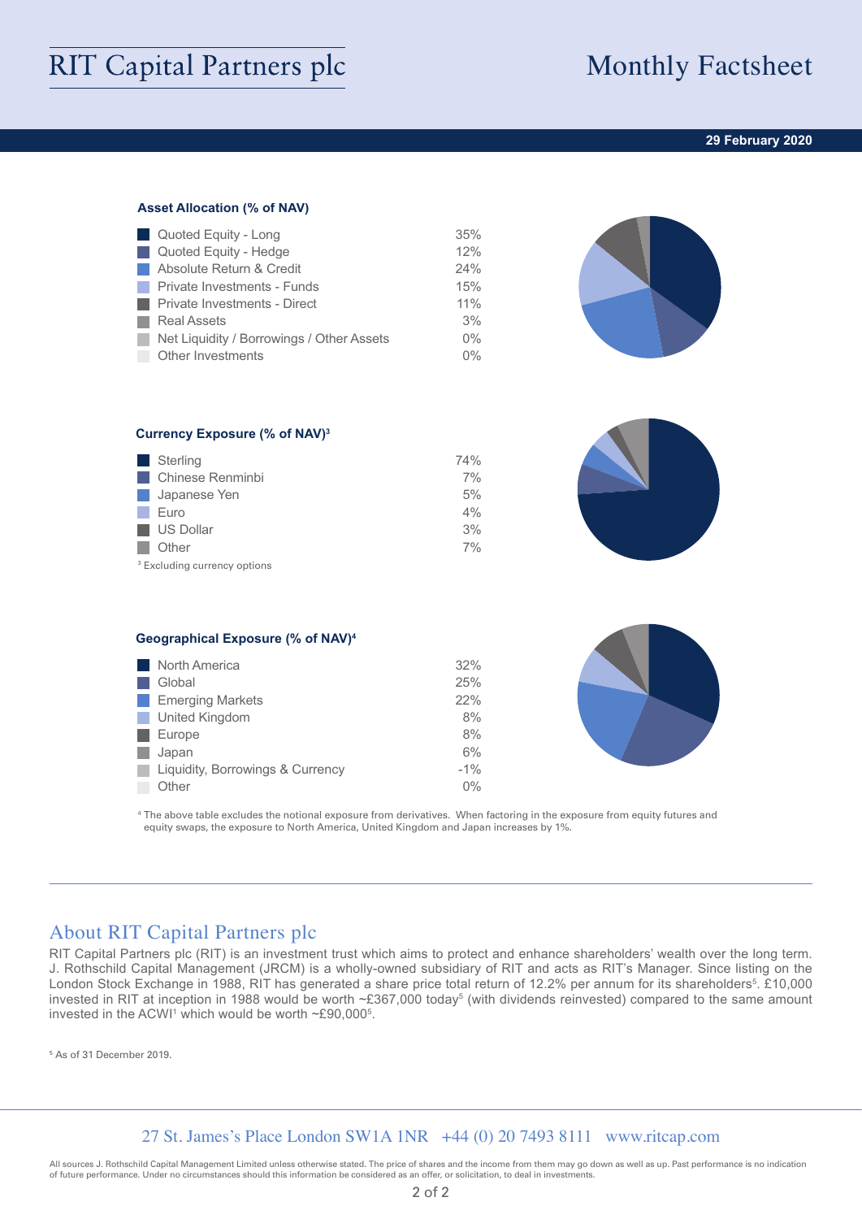# RIT Capital Partners plc

## Monthly Factsheet

**29 February 2020**

### Asset Allocation (% of NAV)

| | |
|---|---|
| Quoted Equity - Long | 35% |
| Quoted Equity - Hedge | 12% |
| Absolute Return & Credit | 24% |
| Private Investments - Funds | 15% |
| Private Investments - Direct | 11% |
| Real Assets | 3% |
| Net Liquidity / Borrowings / Other Assets | 0% |
| Other Investments | 0% |

### Currency Exposure (% of NAV)[3]

| | |
|---|---|
| Sterling | 74% |
| Chinese Renminbi | 7% |
| Japanese Yen | 5% |
| Euro | 4% |
| US Dollar | 3% |
| Other | 7% |

[3] Excluding currency options

### Geographical Exposure (% of NAV)[4]

| | |
|---|---|
| North America | 32% |
| Global | 25% |
| Emerging Markets | 22% |
| United Kingdom | 8% |
| Europe | 8% |
| Japan | 6% |
| Liquidity, Borrowings & Currency | -1% |
| Other | 0% |

[4] The above table excludes the notional exposure from derivatives. When factoring in the exposure from equity futures and equity swaps, the exposure to North America, United Kingdom and Japan increases by 1%.

## About RIT Capital Partners plc

RIT Capital Partners plc (RIT) is an investment trust which aims to protect and enhance shareholders' wealth over the long term. J. Rothschild Capital Management (JRCM) is a wholly-owned subsidiary of RIT and acts as RIT's Manager. Since listing on the London Stock Exchange in 1988, RIT has generated a share price total return of 12.2% per annum for its shareholders[5]. £10,000 invested in RIT at inception in 1988 would be worth ~£367,000 today[5] (with dividends reinvested) compared to the same amount invested in the ACWI[1] which would be worth ~£90,000[5].

[5] As of 31 December 2019.

27 St. James's Place London SW1A 1NR +44 (0) 20 7493 8111 www.ritcap.com

All sources J. Rothschild Capital Management Limited unless otherwise stated. The price of shares and the income from them may go down as well as up. Past performance is no indication of future performance. Under no circumstances should this information be considered as an offer, or solicitation, to deal in investments.